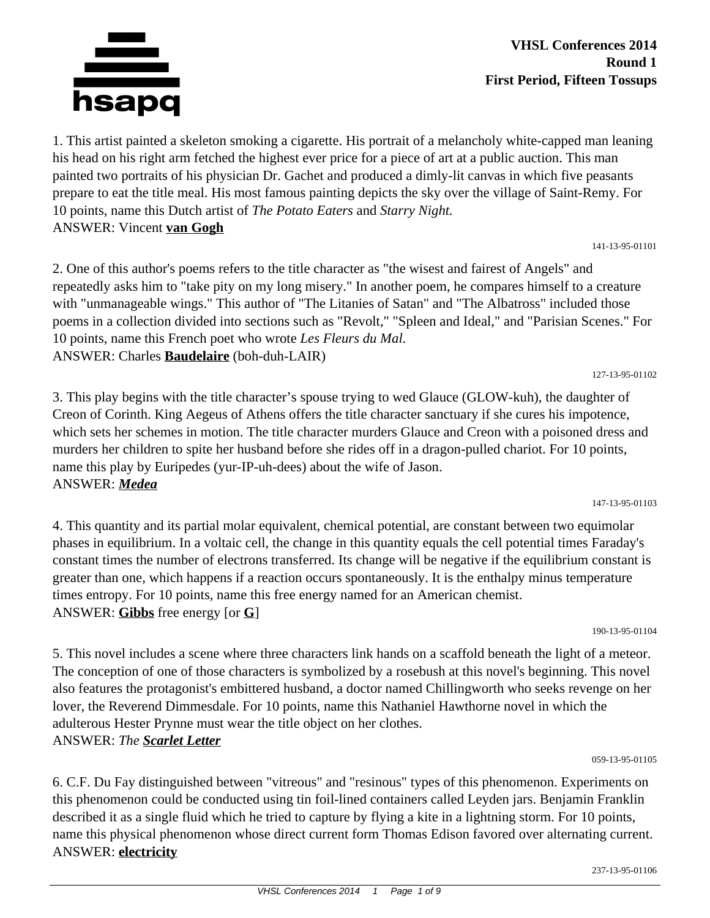**VHSL Conferences 2014**
**Round 1**
**First Period, Fifteen Tossups**

1. This artist painted a skeleton smoking a cigarette. His portrait of a melancholy white-capped man leaning his head on his right arm fetched the highest ever price for a piece of art at a public auction. This man painted two portraits of his physician Dr. Gachet and produced a dimly-lit canvas in which five peasants prepare to eat the title meal. His most famous painting depicts the sky over the village of Saint-Remy. For 10 points, name this Dutch artist of *The Potato Eaters* and *Starry Night.*
ANSWER: Vincent **van Gogh**

141-13-95-01101

2. One of this author's poems refers to the title character as "the wisest and fairest of Angels" and repeatedly asks him to "take pity on my long misery." In another poem, he compares himself to a creature with "unmanageable wings." This author of "The Litanies of Satan" and "The Albatross" included those poems in a collection divided into sections such as "Revolt," "Spleen and Ideal," and "Parisian Scenes." For 10 points, name this French poet who wrote *Les Fleurs du Mal.*
ANSWER: Charles **Baudelaire** (boh-duh-LAIR)

127-13-95-01102

3. This play begins with the title character's spouse trying to wed Glauce (GLOW-kuh), the daughter of Creon of Corinth. King Aegeus of Athens offers the title character sanctuary if she cures his impotence, which sets her schemes in motion. The title character murders Glauce and Creon with a poisoned dress and murders her children to spite her husband before she rides off in a dragon-pulled chariot. For 10 points, name this play by Euripedes (yur-IP-uh-dees) about the wife of Jason.
ANSWER: ***Medea***

147-13-95-01103

4. This quantity and its partial molar equivalent, chemical potential, are constant between two equimolar phases in equilibrium. In a voltaic cell, the change in this quantity equals the cell potential times Faraday's constant times the number of electrons transferred. Its change will be negative if the equilibrium constant is greater than one, which happens if a reaction occurs spontaneously. It is the enthalpy minus temperature times entropy. For 10 points, name this free energy named for an American chemist.
ANSWER: **Gibbs** free energy [or **G**]

190-13-95-01104

5. This novel includes a scene where three characters link hands on a scaffold beneath the light of a meteor. The conception of one of those characters is symbolized by a rosebush at this novel's beginning. This novel also features the protagonist's embittered husband, a doctor named Chillingworth who seeks revenge on her lover, the Reverend Dimmesdale. For 10 points, name this Nathaniel Hawthorne novel in which the adulterous Hester Prynne must wear the title object on her clothes.
ANSWER: *The* ***Scarlet Letter***

059-13-95-01105

6. C.F. Du Fay distinguished between "vitreous" and "resinous" types of this phenomenon. Experiments on this phenomenon could be conducted using tin foil-lined containers called Leyden jars. Benjamin Franklin described it as a single fluid which he tried to capture by flying a kite in a lightning storm. For 10 points, name this physical phenomenon whose direct current form Thomas Edison favored over alternating current.
ANSWER: **electricity**

237-13-95-01106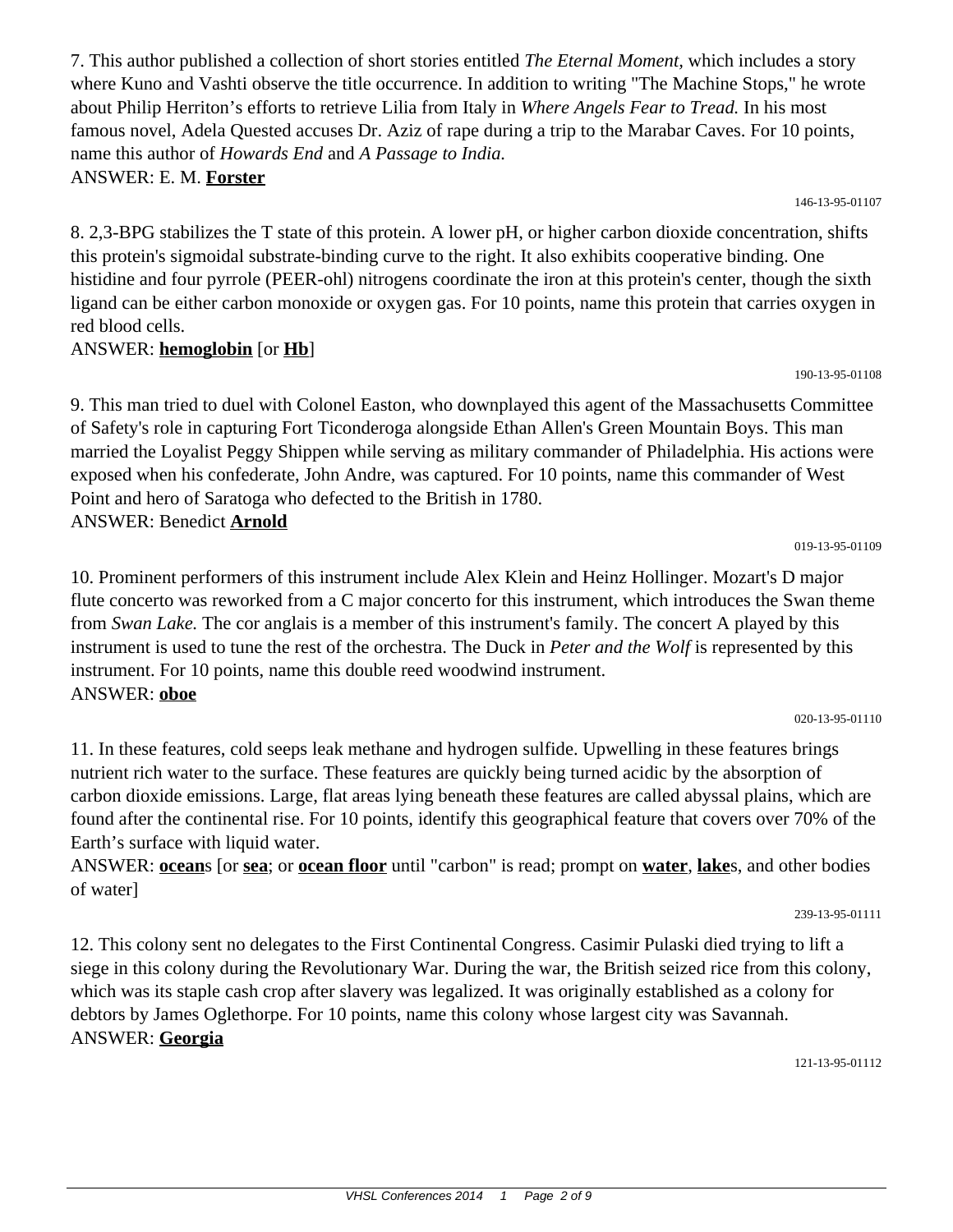7. This author published a collection of short stories entitled *The Eternal Moment*, which includes a story where Kuno and Vashti observe the title occurrence. In addition to writing "The Machine Stops," he wrote about Philip Herriton's efforts to retrieve Lilia from Italy in *Where Angels Fear to Tread.* In his most famous novel, Adela Quested accuses Dr. Aziz of rape during a trip to the Marabar Caves. For 10 points, name this author of *Howards End* and *A Passage to India.*
ANSWER: E. M. **Forster**

146-13-95-01107

8. 2,3-BPG stabilizes the T state of this protein. A lower pH, or higher carbon dioxide concentration, shifts this protein's sigmoidal substrate-binding curve to the right. It also exhibits cooperative binding. One histidine and four pyrrole (PEER-ohl) nitrogens coordinate the iron at this protein's center, though the sixth ligand can be either carbon monoxide or oxygen gas. For 10 points, name this protein that carries oxygen in red blood cells.
ANSWER: **hemoglobin** [or **Hb**]

190-13-95-01108

9. This man tried to duel with Colonel Easton, who downplayed this agent of the Massachusetts Committee of Safety's role in capturing Fort Ticonderoga alongside Ethan Allen's Green Mountain Boys. This man married the Loyalist Peggy Shippen while serving as military commander of Philadelphia. His actions were exposed when his confederate, John Andre, was captured. For 10 points, name this commander of West Point and hero of Saratoga who defected to the British in 1780.
ANSWER: Benedict **Arnold**

019-13-95-01109

10. Prominent performers of this instrument include Alex Klein and Heinz Hollinger. Mozart's D major flute concerto was reworked from a C major concerto for this instrument, which introduces the Swan theme from *Swan Lake.* The cor anglais is a member of this instrument's family. The concert A played by this instrument is used to tune the rest of the orchestra. The Duck in *Peter and the Wolf* is represented by this instrument. For 10 points, name this double reed woodwind instrument.
ANSWER: **oboe**

020-13-95-01110

11. In these features, cold seeps leak methane and hydrogen sulfide. Upwelling in these features brings nutrient rich water to the surface. These features are quickly being turned acidic by the absorption of carbon dioxide emissions. Large, flat areas lying beneath these features are called abyssal plains, which are found after the continental rise. For 10 points, identify this geographical feature that covers over 70% of the Earth's surface with liquid water.
ANSWER: **ocean**s [or **sea**; or **ocean floor** until "carbon" is read; prompt on **water**, **lake**s, and other bodies of water]

239-13-95-01111

12. This colony sent no delegates to the First Continental Congress. Casimir Pulaski died trying to lift a siege in this colony during the Revolutionary War. During the war, the British seized rice from this colony, which was its staple cash crop after slavery was legalized. It was originally established as a colony for debtors by James Oglethorpe. For 10 points, name this colony whose largest city was Savannah.
ANSWER: **Georgia**

121-13-95-01112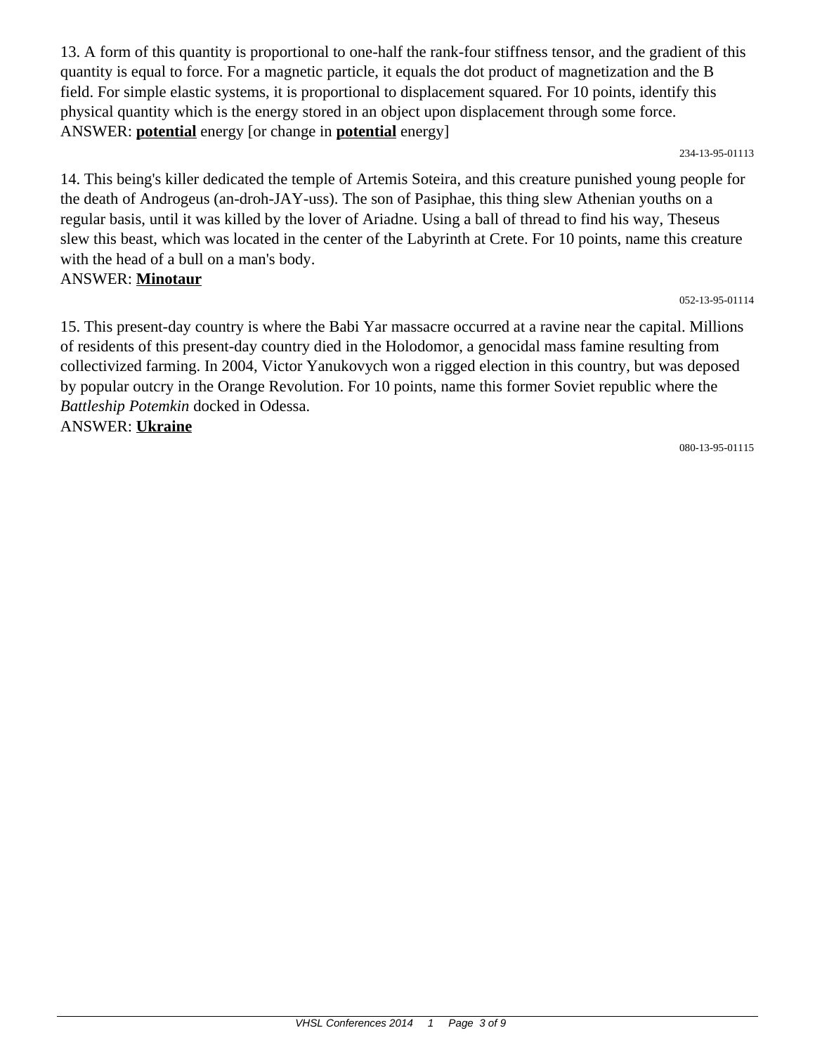13. A form of this quantity is proportional to one-half the rank-four stiffness tensor, and the gradient of this quantity is equal to force. For a magnetic particle, it equals the dot product of magnetization and the B field. For simple elastic systems, it is proportional to displacement squared. For 10 points, identify this physical quantity which is the energy stored in an object upon displacement through some force.
ANSWER: **potential** energy [or change in **potential** energy]

234-13-95-01113

14. This being's killer dedicated the temple of Artemis Soteira, and this creature punished young people for the death of Androgeus (an-droh-JAY-uss). The son of Pasiphae, this thing slew Athenian youths on a regular basis, until it was killed by the lover of Ariadne. Using a ball of thread to find his way, Theseus slew this beast, which was located in the center of the Labyrinth at Crete. For 10 points, name this creature with the head of a bull on a man's body.
ANSWER: **Minotaur**

052-13-95-01114

15. This present-day country is where the Babi Yar massacre occurred at a ravine near the capital. Millions of residents of this present-day country died in the Holodomor, a genocidal mass famine resulting from collectivized farming. In 2004, Victor Yanukovych won a rigged election in this country, but was deposed by popular outcry in the Orange Revolution. For 10 points, name this former Soviet republic where the *Battleship Potemkin* docked in Odessa.
ANSWER: **Ukraine**

080-13-95-01115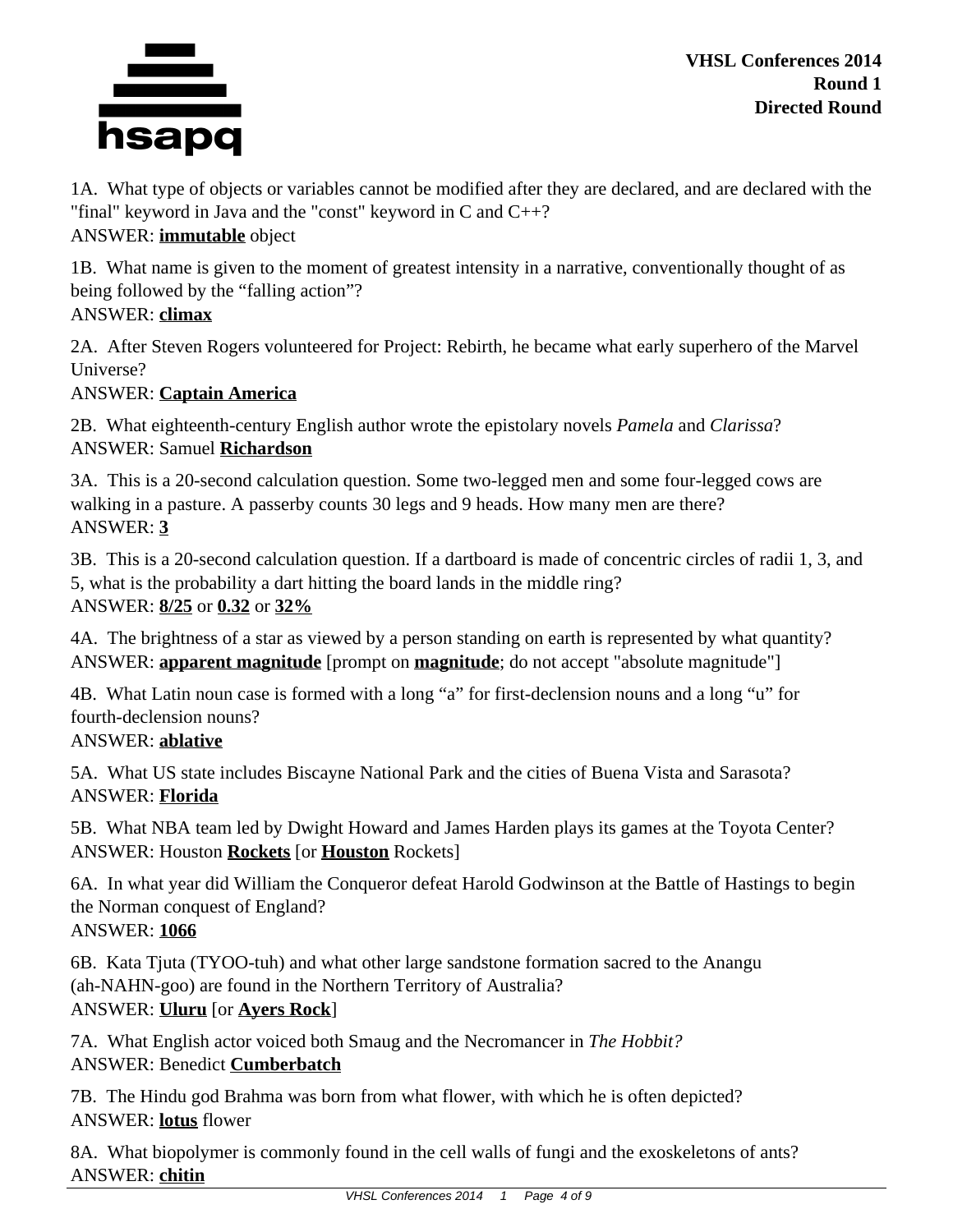1A. What type of objects or variables cannot be modified after they are declared, and are declared with the "final" keyword in Java and the "const" keyword in C and C++?
ANSWER: **immutable** object

1B. What name is given to the moment of greatest intensity in a narrative, conventionally thought of as being followed by the "falling action"?
ANSWER: **climax**

2A. After Steven Rogers volunteered for Project: Rebirth, he became what early superhero of the Marvel Universe?
ANSWER: **Captain America**

2B. What eighteenth-century English author wrote the epistolary novels *Pamela* and *Clarissa*?
ANSWER: Samuel **Richardson**

3A. This is a 20-second calculation question. Some two-legged men and some four-legged cows are walking in a pasture. A passerby counts 30 legs and 9 heads. How many men are there?
ANSWER: **3**

3B. This is a 20-second calculation question. If a dartboard is made of concentric circles of radii 1, 3, and 5, what is the probability a dart hitting the board lands in the middle ring?
ANSWER: **8/25** or **0.32** or **32%**

4A. The brightness of a star as viewed by a person standing on earth is represented by what quantity?
ANSWER: **apparent magnitude** [prompt on **magnitude**; do not accept "absolute magnitude"]

4B. What Latin noun case is formed with a long "a" for first-declension nouns and a long "u" for fourth-declension nouns?
ANSWER: **ablative**

5A. What US state includes Biscayne National Park and the cities of Buena Vista and Sarasota?
ANSWER: **Florida**

5B. What NBA team led by Dwight Howard and James Harden plays its games at the Toyota Center?
ANSWER: Houston **Rockets** [or **Houston** Rockets]

6A. In what year did William the Conqueror defeat Harold Godwinson at the Battle of Hastings to begin the Norman conquest of England?
ANSWER: **1066**

6B. Kata Tjuta (TYOO-tuh) and what other large sandstone formation sacred to the Anangu (ah-NAHN-goo) are found in the Northern Territory of Australia?
ANSWER: **Uluru** [or **Ayers Rock**]

7A. What English actor voiced both Smaug and the Necromancer in *The Hobbit?*
ANSWER: Benedict **Cumberbatch**

7B. The Hindu god Brahma was born from what flower, with which he is often depicted?
ANSWER: **lotus** flower

8A. What biopolymer is commonly found in the cell walls of fungi and the exoskeletons of ants?
ANSWER: **chitin**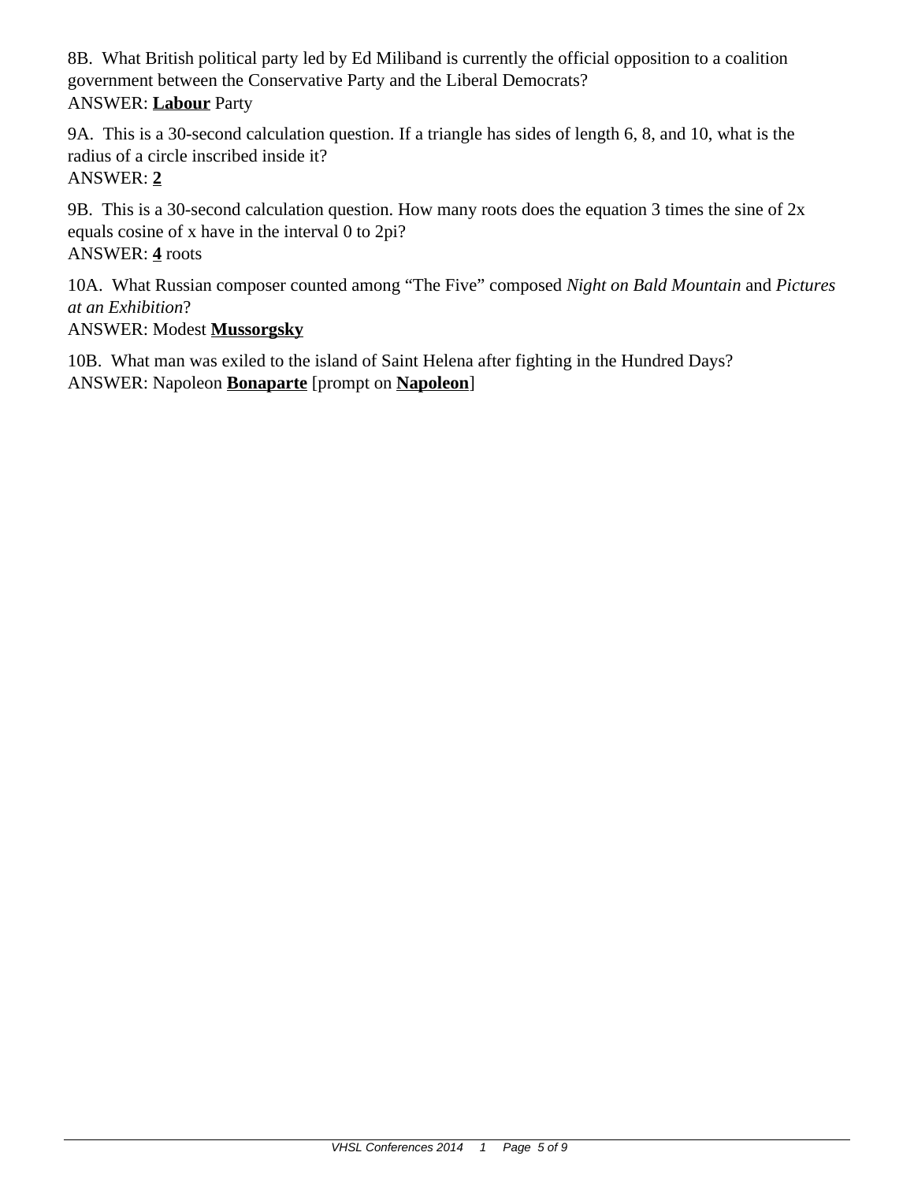8B. What British political party led by Ed Miliband is currently the official opposition to a coalition government between the Conservative Party and the Liberal Democrats?
ANSWER: **Labour** Party

9A. This is a 30-second calculation question. If a triangle has sides of length 6, 8, and 10, what is the radius of a circle inscribed inside it?
ANSWER: **2**

9B. This is a 30-second calculation question. How many roots does the equation 3 times the sine of 2x equals cosine of x have in the interval 0 to 2pi?
ANSWER: **4** roots

10A. What Russian composer counted among "The Five" composed *Night on Bald Mountain* and *Pictures at an Exhibition*?
ANSWER: Modest **Mussorgsky**

10B. What man was exiled to the island of Saint Helena after fighting in the Hundred Days?
ANSWER: Napoleon **Bonaparte** [prompt on **Napoleon**]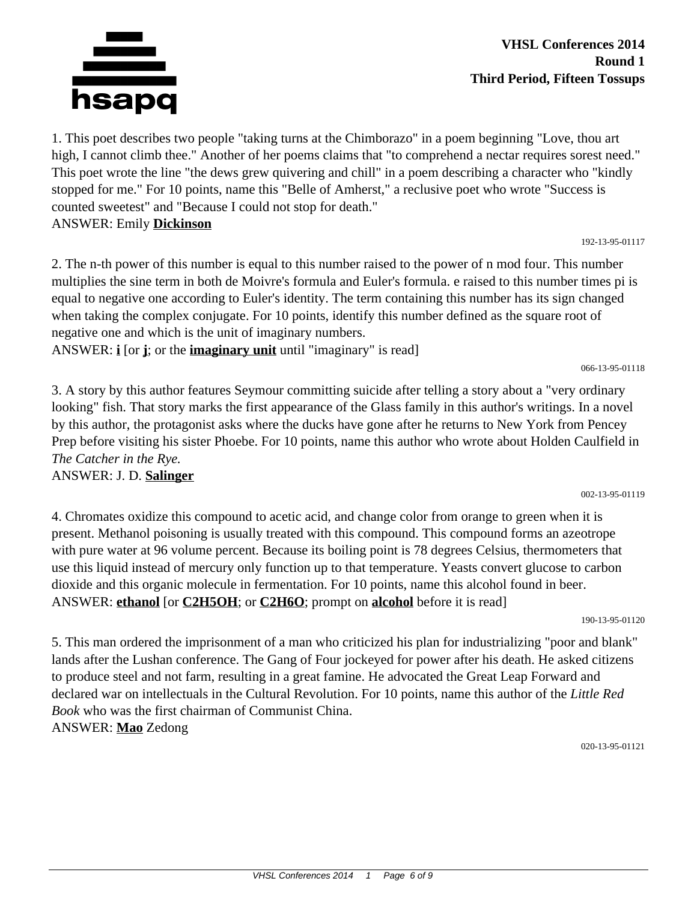**VHSL Conferences 2014**
**Round 1**
**Third Period, Fifteen Tossups**

1. This poet describes two people "taking turns at the Chimborazo" in a poem beginning "Love, thou art high, I cannot climb thee." Another of her poems claims that "to comprehend a nectar requires sorest need." This poet wrote the line "the dews grew quivering and chill" in a poem describing a character who "kindly stopped for me." For 10 points, name this "Belle of Amherst," a reclusive poet who wrote "Success is counted sweetest" and "Because I could not stop for death."
ANSWER: Emily **Dickinson**

192-13-95-01117

2. The n-th power of this number is equal to this number raised to the power of n mod four. This number multiplies the sine term in both de Moivre's formula and Euler's formula. e raised to this number times pi is equal to negative one according to Euler's identity. The term containing this number has its sign changed when taking the complex conjugate. For 10 points, identify this number defined as the square root of negative one and which is the unit of imaginary numbers.
ANSWER: **i** [or **j**; or the **imaginary unit** until "imaginary" is read]

066-13-95-01118

3. A story by this author features Seymour committing suicide after telling a story about a "very ordinary looking" fish. That story marks the first appearance of the Glass family in this author's writings. In a novel by this author, the protagonist asks where the ducks have gone after he returns to New York from Pencey Prep before visiting his sister Phoebe. For 10 points, name this author who wrote about Holden Caulfield in *The Catcher in the Rye.*
ANSWER: J. D. **Salinger**

002-13-95-01119

4. Chromates oxidize this compound to acetic acid, and change color from orange to green when it is present. Methanol poisoning is usually treated with this compound. This compound forms an azeotrope with pure water at 96 volume percent. Because its boiling point is 78 degrees Celsius, thermometers that use this liquid instead of mercury only function up to that temperature. Yeasts convert glucose to carbon dioxide and this organic molecule in fermentation. For 10 points, name this alcohol found in beer.
ANSWER: **ethanol** [or **$C_2H_5OH$**; or **$C_2H_6O$**; prompt on **alcohol** before it is read]

190-13-95-01120

5. This man ordered the imprisonment of a man who criticized his plan for industrializing "poor and blank" lands after the Lushan conference. The Gang of Four jockeyed for power after his death. He asked citizens to produce steel and not farm, resulting in a great famine. He advocated the Great Leap Forward and declared war on intellectuals in the Cultural Revolution. For 10 points, name this author of the *Little Red Book* who was the first chairman of Communist China.
ANSWER: **Mao** Zedong

020-13-95-01121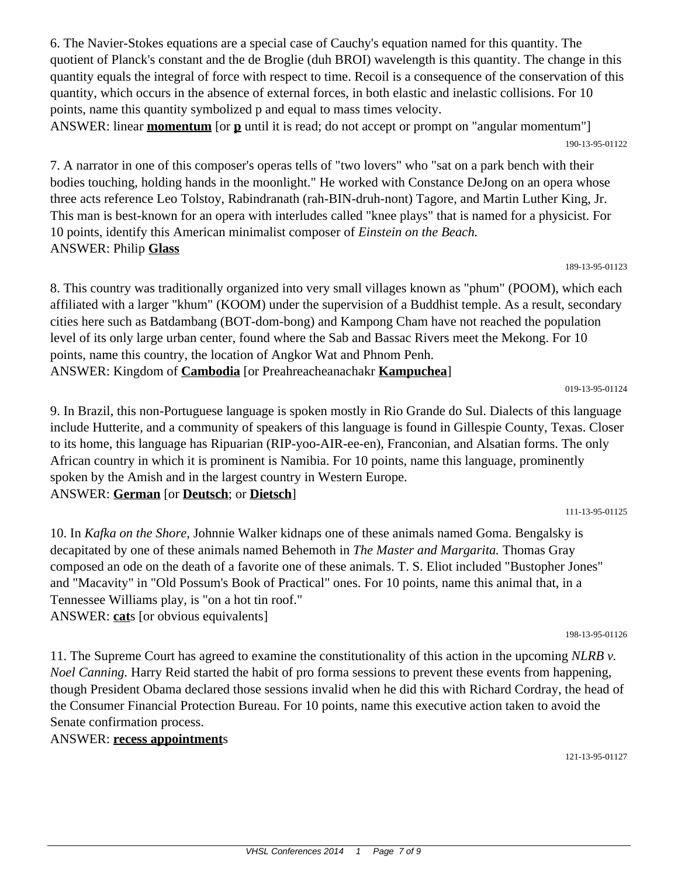6. The Navier-Stokes equations are a special case of Cauchy's equation named for this quantity. The quotient of Planck's constant and the de Broglie (duh BROI) wavelength is this quantity. The change in this quantity equals the integral of force with respect to time. Recoil is a consequence of the conservation of this quantity, which occurs in the absence of external forces, in both elastic and inelastic collisions. For 10 points, name this quantity symbolized p and equal to mass times velocity.

ANSWER: linear **momentum** [or **p** until it is read; do not accept or prompt on "angular momentum"]

190-13-95-01122

7. A narrator in one of this composer's operas tells of "two lovers" who "sat on a park bench with their bodies touching, holding hands in the moonlight." He worked with Constance DeJong on an opera whose three acts reference Leo Tolstoy, Rabindranath (rah-BIN-druh-nont) Tagore, and Martin Luther King, Jr. This man is best-known for an opera with interludes called "knee plays" that is named for a physicist. For 10 points, identify this American minimalist composer of *Einstein on the Beach.*

ANSWER: Philip **Glass**

189-13-95-01123

8. This country was traditionally organized into very small villages known as "phum" (POOM), which each affiliated with a larger "khum" (KOOM) under the supervision of a Buddhist temple. As a result, secondary cities here such as Batdambang (BOT-dom-bong) and Kampong Cham have not reached the population level of its only large urban center, found where the Sab and Bassac Rivers meet the Mekong. For 10 points, name this country, the location of Angkor Wat and Phnom Penh.

ANSWER: Kingdom of **Cambodia** [or Preahreacheanachakr **Kampuchea**]

019-13-95-01124

9. In Brazil, this non-Portuguese language is spoken mostly in Rio Grande do Sul. Dialects of this language include Hutterite, and a community of speakers of this language is found in Gillespie County, Texas. Closer to its home, this language has Ripuarian (RIP-yoo-AIR-ee-en), Franconian, and Alsatian forms. The only African country in which it is prominent is Namibia. For 10 points, name this language, prominently spoken by the Amish and in the largest country in Western Europe.

ANSWER: **German** [or **Deutsch**; or **Dietsch**]

111-13-95-01125

10. In *Kafka on the Shore,* Johnnie Walker kidnaps one of these animals named Goma. Bengalsky is decapitated by one of these animals named Behemoth in *The Master and Margarita.* Thomas Gray composed an ode on the death of a favorite one of these animals. T. S. Eliot included "Bustopher Jones" and "Macavity" in "Old Possum's Book of Practical" ones. For 10 points, name this animal that, in a Tennessee Williams play, is "on a hot tin roof."

ANSWER: **cat**s [or obvious equivalents]

198-13-95-01126

11. The Supreme Court has agreed to examine the constitutionality of this action in the upcoming *NLRB v. Noel Canning.* Harry Reid started the habit of pro forma sessions to prevent these events from happening, though President Obama declared those sessions invalid when he did this with Richard Cordray, the head of the Consumer Financial Protection Bureau. For 10 points, name this executive action taken to avoid the Senate confirmation process.

ANSWER: **recess appointment**s

121-13-95-01127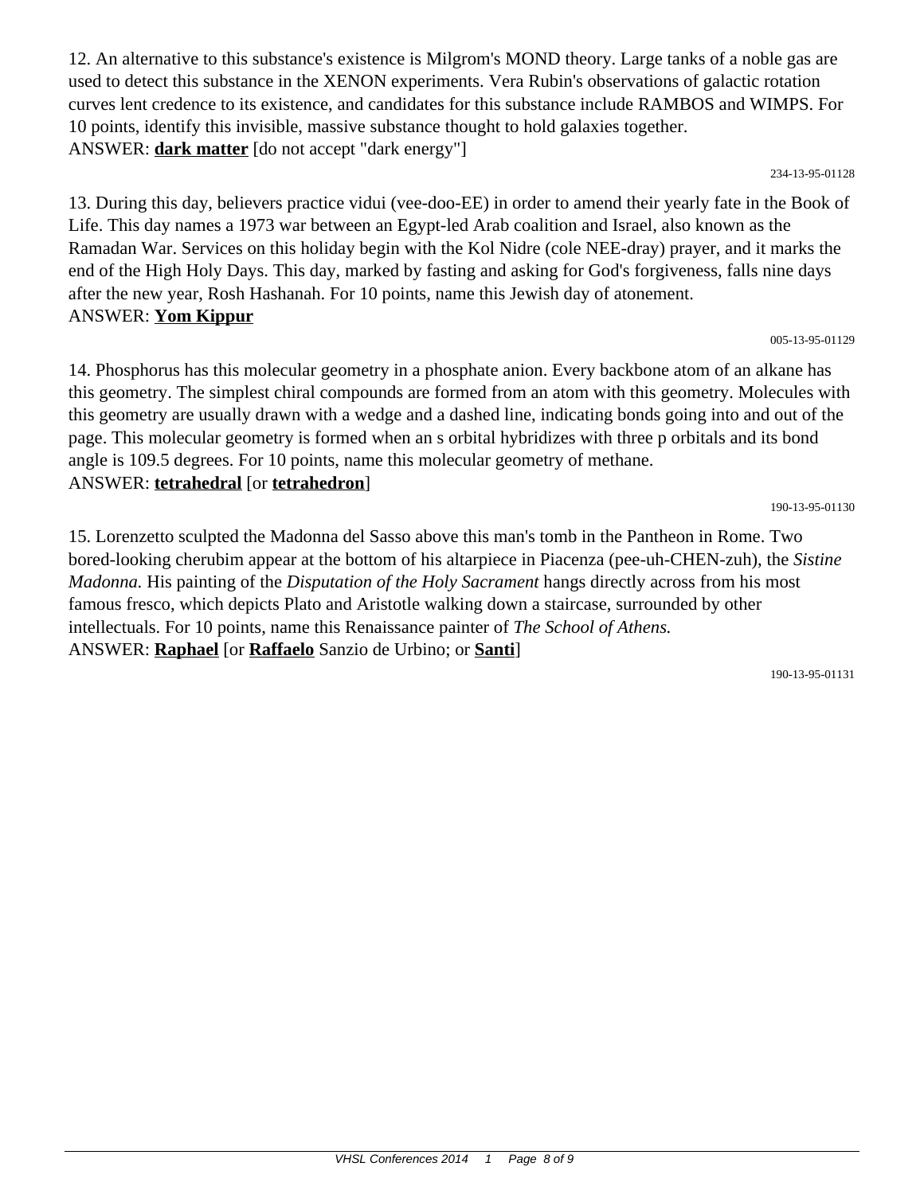12. An alternative to this substance's existence is Milgrom's MOND theory. Large tanks of a noble gas are used to detect this substance in the XENON experiments. Vera Rubin's observations of galactic rotation curves lent credence to its existence, and candidates for this substance include RAMBOS and WIMPS. For 10 points, identify this invisible, massive substance thought to hold galaxies together.
ANSWER: **dark matter** [do not accept "dark energy"]

234-13-95-01128

13. During this day, believers practice vidui (vee-doo-EE) in order to amend their yearly fate in the Book of Life. This day names a 1973 war between an Egypt-led Arab coalition and Israel, also known as the Ramadan War. Services on this holiday begin with the Kol Nidre (cole NEE-dray) prayer, and it marks the end of the High Holy Days. This day, marked by fasting and asking for God's forgiveness, falls nine days after the new year, Rosh Hashanah. For 10 points, name this Jewish day of atonement.
ANSWER: **Yom Kippur**

005-13-95-01129

14. Phosphorus has this molecular geometry in a phosphate anion. Every backbone atom of an alkane has this geometry. The simplest chiral compounds are formed from an atom with this geometry. Molecules with this geometry are usually drawn with a wedge and a dashed line, indicating bonds going into and out of the page. This molecular geometry is formed when an s orbital hybridizes with three p orbitals and its bond angle is 109.5 degrees. For 10 points, name this molecular geometry of methane.
ANSWER: **tetrahedral** [or **tetrahedron**]

190-13-95-01130

15. Lorenzetto sculpted the Madonna del Sasso above this man's tomb in the Pantheon in Rome. Two bored-looking cherubim appear at the bottom of his altarpiece in Piacenza (pee-uh-CHEN-zuh), the *Sistine Madonna.* His painting of the *Disputation of the Holy Sacrament* hangs directly across from his most famous fresco, which depicts Plato and Aristotle walking down a staircase, surrounded by other intellectuals. For 10 points, name this Renaissance painter of *The School of Athens.*
ANSWER: **Raphael** [or **Raffaelo** Sanzio de Urbino; or **Santi**]

190-13-95-01131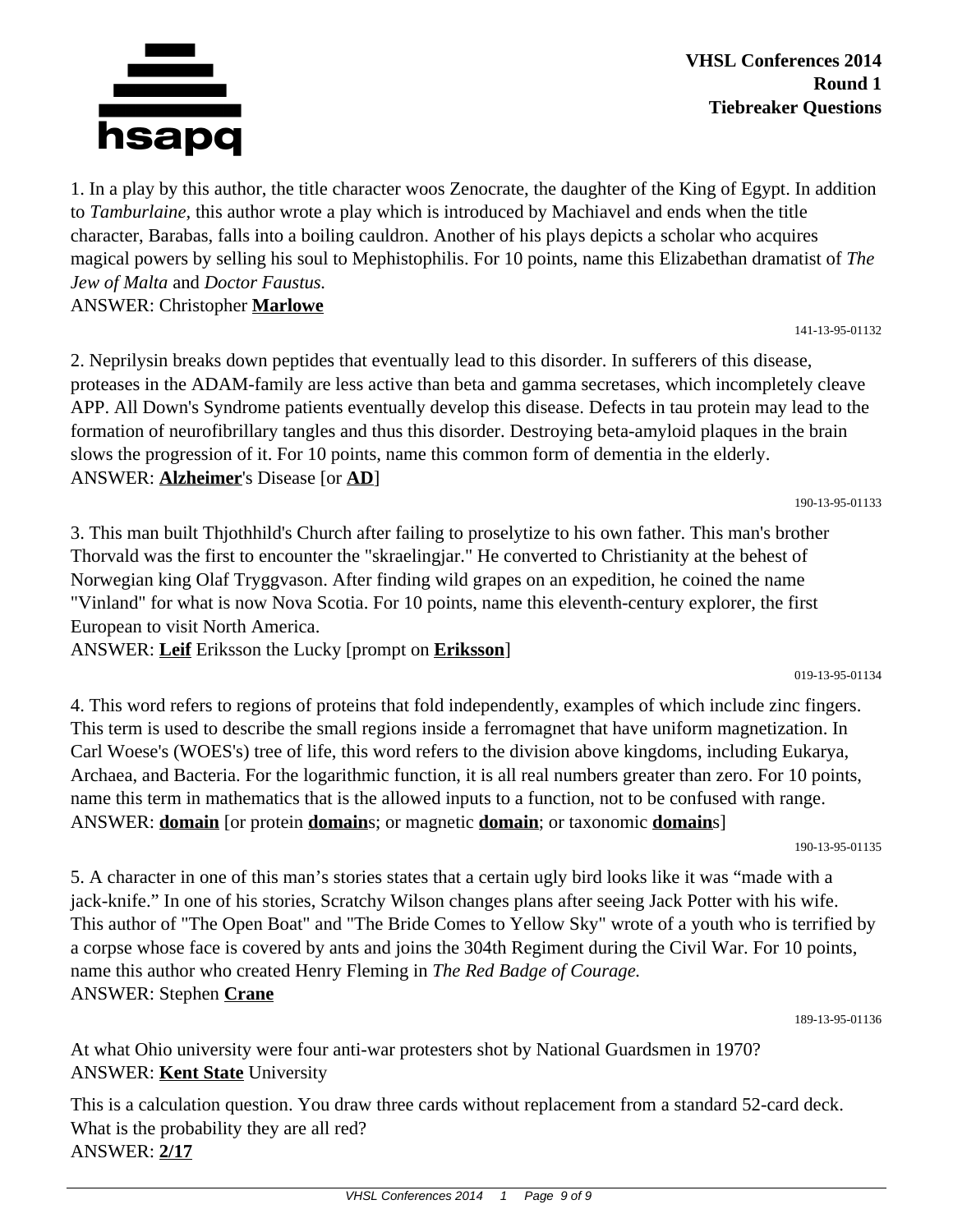VHSL Conferences 2014
Round 1
Tiebreaker Questions

1. In a play by this author, the title character woos Zenocrate, the daughter of the King of Egypt. In addition to *Tamburlaine*, this author wrote a play which is introduced by Machiavel and ends when the title character, Barabas, falls into a boiling cauldron. Another of his plays depicts a scholar who acquires magical powers by selling his soul to Mephistophilis. For 10 points, name this Elizabethan dramatist of *The Jew of Malta* and *Doctor Faustus.*
ANSWER: Christopher **Marlowe**

141-13-95-01132

2. Neprilysin breaks down peptides that eventually lead to this disorder. In sufferers of this disease, proteases in the ADAM-family are less active than beta and gamma secretases, which incompletely cleave APP. All Down's Syndrome patients eventually develop this disease. Defects in tau protein may lead to the formation of neurofibrillary tangles and thus this disorder. Destroying beta-amyloid plaques in the brain slows the progression of it. For 10 points, name this common form of dementia in the elderly.
ANSWER: **Alzheimer**'s Disease [or **AD**]

190-13-95-01133

3. This man built Thjothhild's Church after failing to proselytize to his own father. This man's brother Thorvald was the first to encounter the "skraelingjar." He converted to Christianity at the behest of Norwegian king Olaf Tryggvason. After finding wild grapes on an expedition, he coined the name "Vinland" for what is now Nova Scotia. For 10 points, name this eleventh-century explorer, the first European to visit North America.
ANSWER: **Leif** Eriksson the Lucky [prompt on **Eriksson**]

019-13-95-01134

4. This word refers to regions of proteins that fold independently, examples of which include zinc fingers. This term is used to describe the small regions inside a ferromagnet that have uniform magnetization. In Carl Woese's (WOES's) tree of life, this word refers to the division above kingdoms, including Eukarya, Archaea, and Bacteria. For the logarithmic function, it is all real numbers greater than zero. For 10 points, name this term in mathematics that is the allowed inputs to a function, not to be confused with range.
ANSWER: **domain** [or protein **domain**s; or magnetic **domain**; or taxonomic **domain**s]

190-13-95-01135

5. A character in one of this man's stories states that a certain ugly bird looks like it was "made with a jack-knife." In one of his stories, Scratchy Wilson changes plans after seeing Jack Potter with his wife. This author of "The Open Boat" and "The Bride Comes to Yellow Sky" wrote of a youth who is terrified by a corpse whose face is covered by ants and joins the 304th Regiment during the Civil War. For 10 points, name this author who created Henry Fleming in *The Red Badge of Courage.*
ANSWER: Stephen **Crane**

189-13-95-01136

At what Ohio university were four anti-war protesters shot by National Guardsmen in 1970?
ANSWER: **Kent State** University

This is a calculation question. You draw three cards without replacement from a standard 52-card deck. What is the probability they are all red?
ANSWER: **2/17**